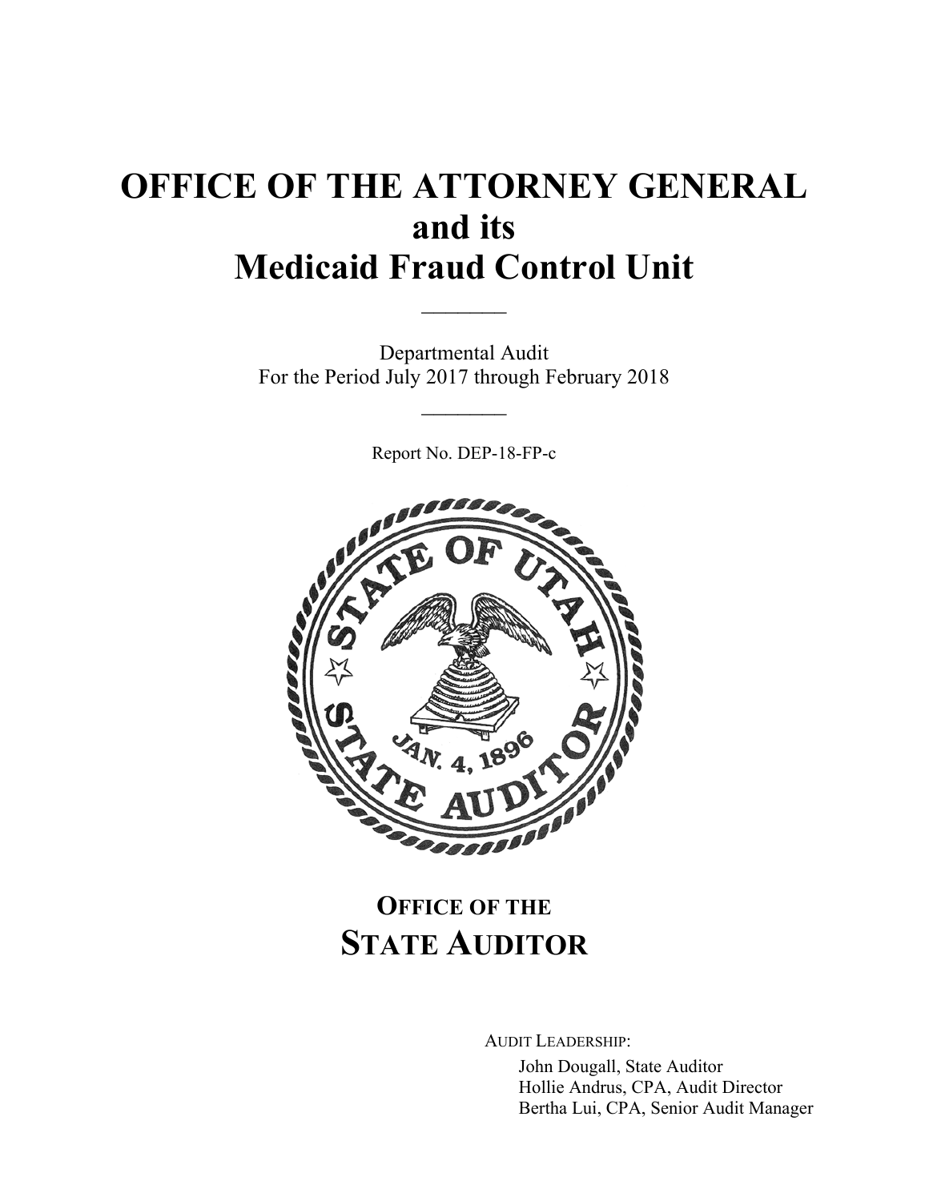# OFFICE OF THE ATTORNEY GENERAL
# and its
# Medicaid Fraud Control Unit

________

Departmental Audit
For the Period July 2017 through February 2018

________

Report No. DEP-18-FP-c

## OFFICE OF THE STATE AUDITOR

AUDIT LEADERSHIP:

John Dougall, State Auditor
Hollie Andrus, CPA, Audit Director
Bertha Lui, CPA, Senior Audit Manager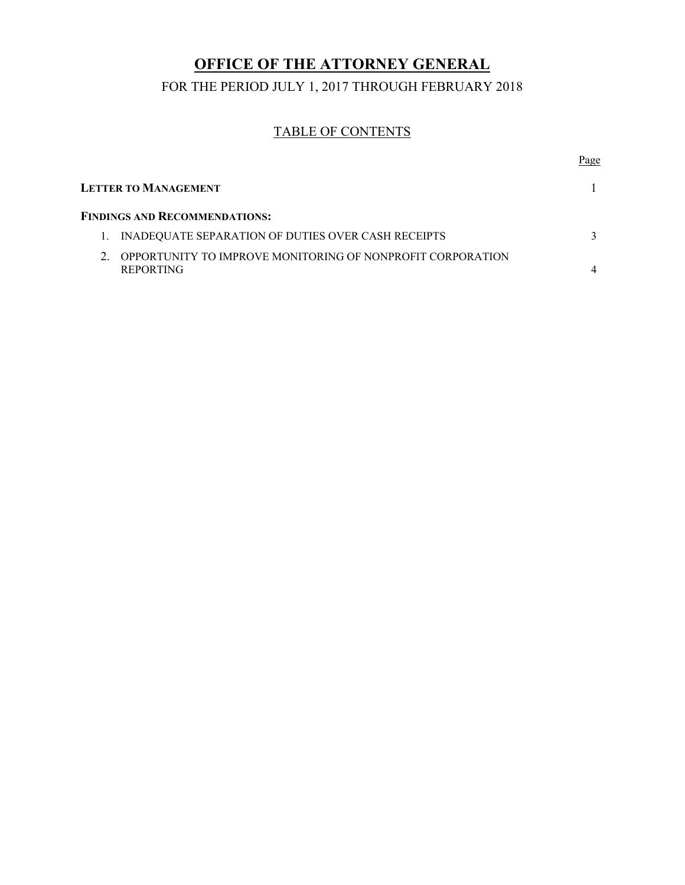# OFFICE OF THE ATTORNEY GENERAL

FOR THE PERIOD JULY 1, 2017 THROUGH FEBRUARY 2018

## TABLE OF CONTENTS

| | Page |
|---|---|
| **LETTER TO MANAGEMENT** | 1 |
| **FINDINGS AND RECOMMENDATIONS:** | |
| 1. INADEQUATE SEPARATION OF DUTIES OVER CASH RECEIPTS | 3 |
| 2. OPPORTUNITY TO IMPROVE MONITORING OF NONPROFIT CORPORATION REPORTING | 4 |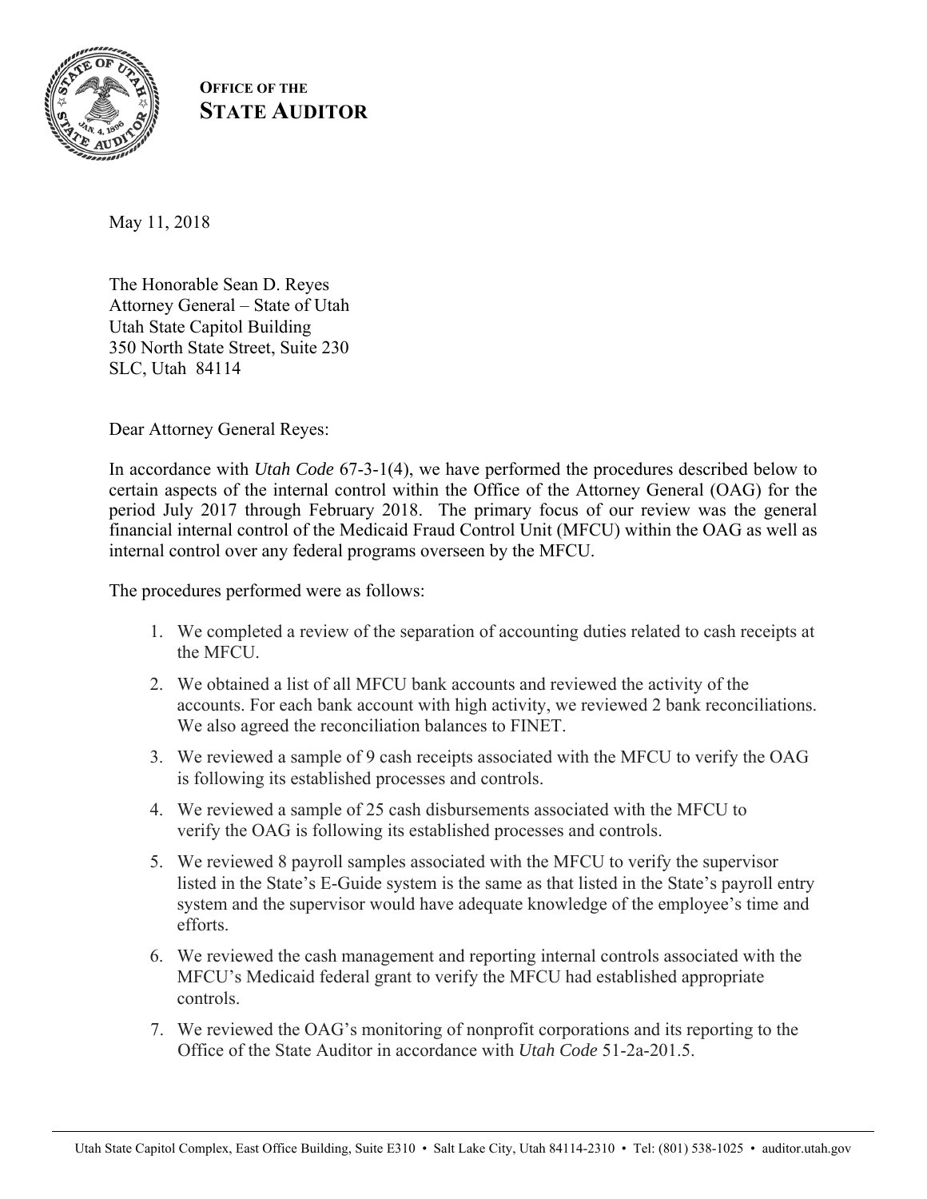**OFFICE OF THE**
**STATE AUDITOR**

May 11, 2018

The Honorable Sean D. Reyes
Attorney General – State of Utah
Utah State Capitol Building
350 North State Street, Suite 230
SLC, Utah 84114

Dear Attorney General Reyes:

In accordance with *Utah Code* 67-3-1(4), we have performed the procedures described below to certain aspects of the internal control within the Office of the Attorney General (OAG) for the period July 2017 through February 2018. The primary focus of our review was the general financial internal control of the Medicaid Fraud Control Unit (MFCU) within the OAG as well as internal control over any federal programs overseen by the MFCU.

The procedures performed were as follows:

1. We completed a review of the separation of accounting duties related to cash receipts at the MFCU.
2. We obtained a list of all MFCU bank accounts and reviewed the activity of the accounts. For each bank account with high activity, we reviewed 2 bank reconciliations. We also agreed the reconciliation balances to FINET.
3. We reviewed a sample of 9 cash receipts associated with the MFCU to verify the OAG is following its established processes and controls.
4. We reviewed a sample of 25 cash disbursements associated with the MFCU to verify the OAG is following its established processes and controls.
5. We reviewed 8 payroll samples associated with the MFCU to verify the supervisor listed in the State's E-Guide system is the same as that listed in the State's payroll entry system and the supervisor would have adequate knowledge of the employee's time and efforts.
6. We reviewed the cash management and reporting internal controls associated with the MFCU's Medicaid federal grant to verify the MFCU had established appropriate controls.
7. We reviewed the OAG's monitoring of nonprofit corporations and its reporting to the Office of the State Auditor in accordance with *Utah Code* 51-2a-201.5.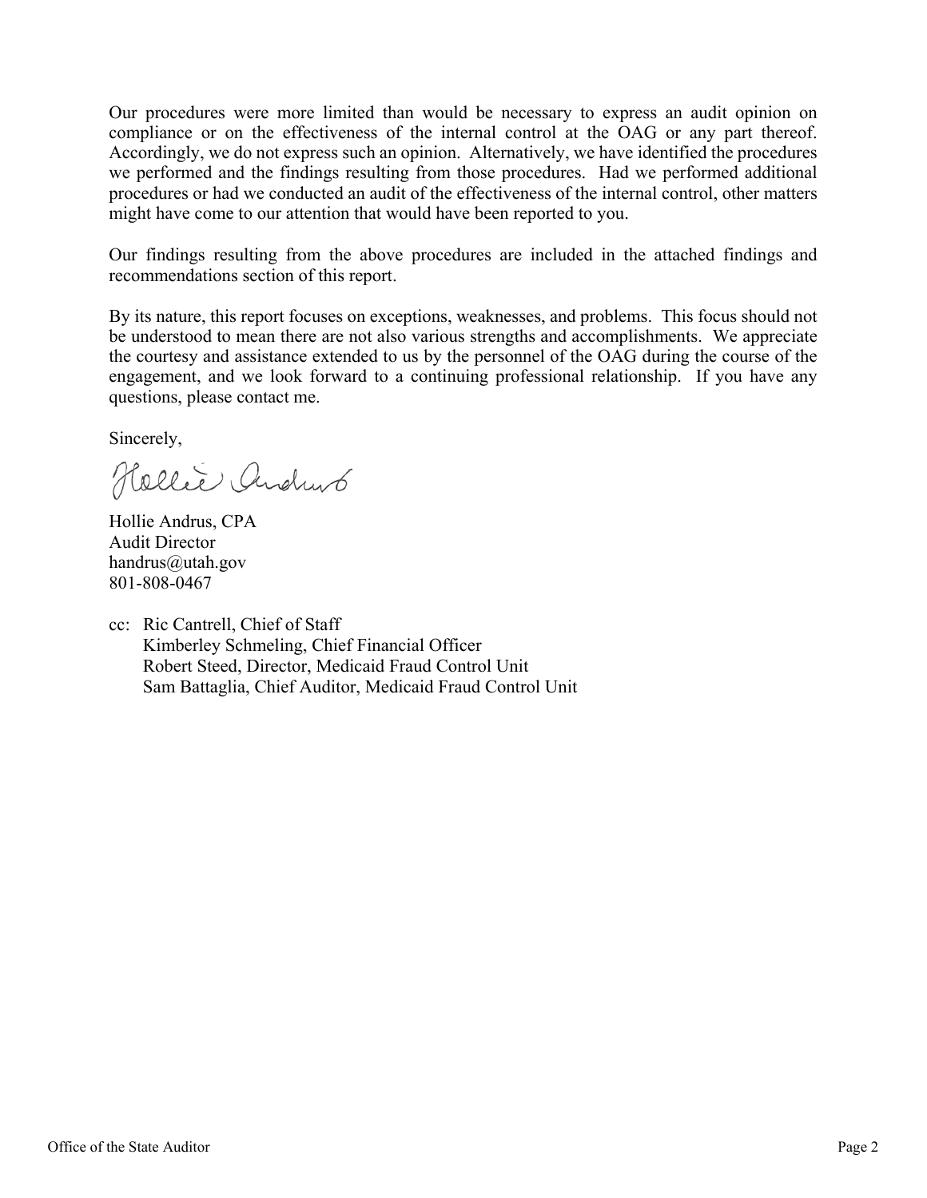Our procedures were more limited than would be necessary to express an audit opinion on compliance or on the effectiveness of the internal control at the OAG or any part thereof. Accordingly, we do not express such an opinion. Alternatively, we have identified the procedures we performed and the findings resulting from those procedures. Had we performed additional procedures or had we conducted an audit of the effectiveness of the internal control, other matters might have come to our attention that would have been reported to you.

Our findings resulting from the above procedures are included in the attached findings and recommendations section of this report.

By its nature, this report focuses on exceptions, weaknesses, and problems. This focus should not be understood to mean there are not also various strengths and accomplishments. We appreciate the courtesy and assistance extended to us by the personnel of the OAG during the course of the engagement, and we look forward to a continuing professional relationship. If you have any questions, please contact me.

Sincerely,

Hollie Andrus

Hollie Andrus, CPA
Audit Director
handrus@utah.gov
801-808-0467

cc: Ric Cantrell, Chief of Staff
Kimberley Schmeling, Chief Financial Officer
Robert Steed, Director, Medicaid Fraud Control Unit
Sam Battaglia, Chief Auditor, Medicaid Fraud Control Unit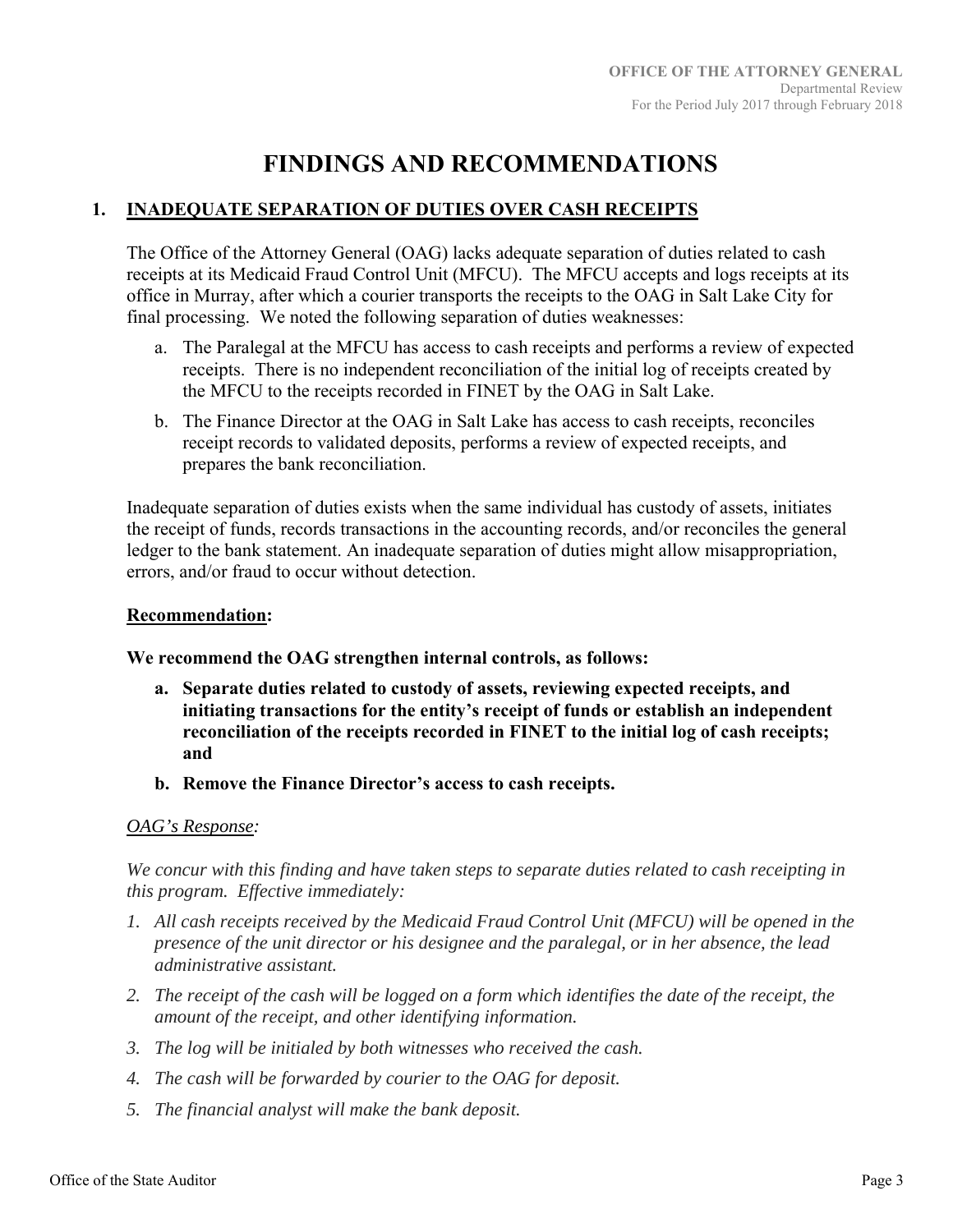# FINDINGS AND RECOMMENDATIONS

## 1. INADEQUATE SEPARATION OF DUTIES OVER CASH RECEIPTS

The Office of the Attorney General (OAG) lacks adequate separation of duties related to cash receipts at its Medicaid Fraud Control Unit (MFCU). The MFCU accepts and logs receipts at its office in Murray, after which a courier transports the receipts to the OAG in Salt Lake City for final processing. We noted the following separation of duties weaknesses:

a. The Paralegal at the MFCU has access to cash receipts and performs a review of expected receipts. There is no independent reconciliation of the initial log of receipts created by the MFCU to the receipts recorded in FINET by the OAG in Salt Lake.

b. The Finance Director at the OAG in Salt Lake has access to cash receipts, reconciles receipt records to validated deposits, performs a review of expected receipts, and prepares the bank reconciliation.

Inadequate separation of duties exists when the same individual has custody of assets, initiates the receipt of funds, records transactions in the accounting records, and/or reconciles the general ledger to the bank statement. An inadequate separation of duties might allow misappropriation, errors, and/or fraud to occur without detection.

**Recommendation:**

**We recommend the OAG strengthen internal controls, as follows:**

**a. Separate duties related to custody of assets, reviewing expected receipts, and initiating transactions for the entity's receipt of funds or establish an independent reconciliation of the receipts recorded in FINET to the initial log of cash receipts; and**

**b. Remove the Finance Director's access to cash receipts.**

*OAG's Response:*

*We concur with this finding and have taken steps to separate duties related to cash receipting in this program. Effective immediately:*

1. *All cash receipts received by the Medicaid Fraud Control Unit (MFCU) will be opened in the presence of the unit director or his designee and the paralegal, or in her absence, the lead administrative assistant.*
2. *The receipt of the cash will be logged on a form which identifies the date of the receipt, the amount of the receipt, and other identifying information.*
3. *The log will be initialed by both witnesses who received the cash.*
4. *The cash will be forwarded by courier to the OAG for deposit.*
5. *The financial analyst will make the bank deposit.*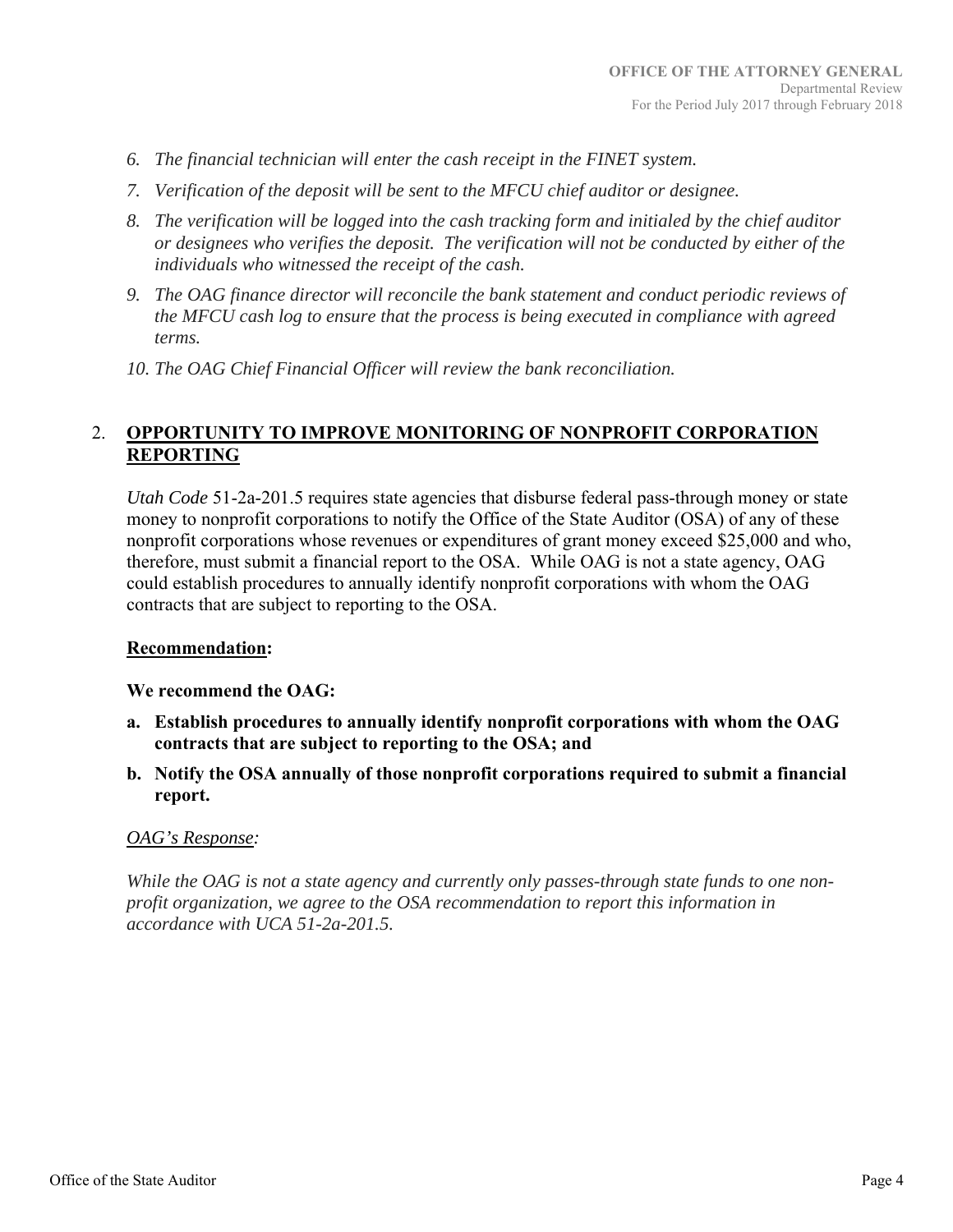6. *The financial technician will enter the cash receipt in the FINET system.*
7. *Verification of the deposit will be sent to the MFCU chief auditor or designee.*
8. *The verification will be logged into the cash tracking form and initialed by the chief auditor or designees who verifies the deposit. The verification will not be conducted by either of the individuals who witnessed the receipt of the cash.*
9. *The OAG finance director will reconcile the bank statement and conduct periodic reviews of the MFCU cash log to ensure that the process is being executed in compliance with agreed terms.*
10. *The OAG Chief Financial Officer will review the bank reconciliation.*

## 2. OPPORTUNITY TO IMPROVE MONITORING OF NONPROFIT CORPORATION REPORTING

*Utah Code* 51-2a-201.5 requires state agencies that disburse federal pass-through money or state money to nonprofit corporations to notify the Office of the State Auditor (OSA) of any of these nonprofit corporations whose revenues or expenditures of grant money exceed $25,000 and who, therefore, must submit a financial report to the OSA. While OAG is not a state agency, OAG could establish procedures to annually identify nonprofit corporations with whom the OAG contracts that are subject to reporting to the OSA.

**Recommendation:**

**We recommend the OAG:**

- **a. Establish procedures to annually identify nonprofit corporations with whom the OAG contracts that are subject to reporting to the OSA; and**
- **b. Notify the OSA annually of those nonprofit corporations required to submit a financial report.**

*OAG's Response:*

*While the OAG is not a state agency and currently only passes-through state funds to one non-profit organization, we agree to the OSA recommendation to report this information in accordance with UCA 51-2a-201.5.*